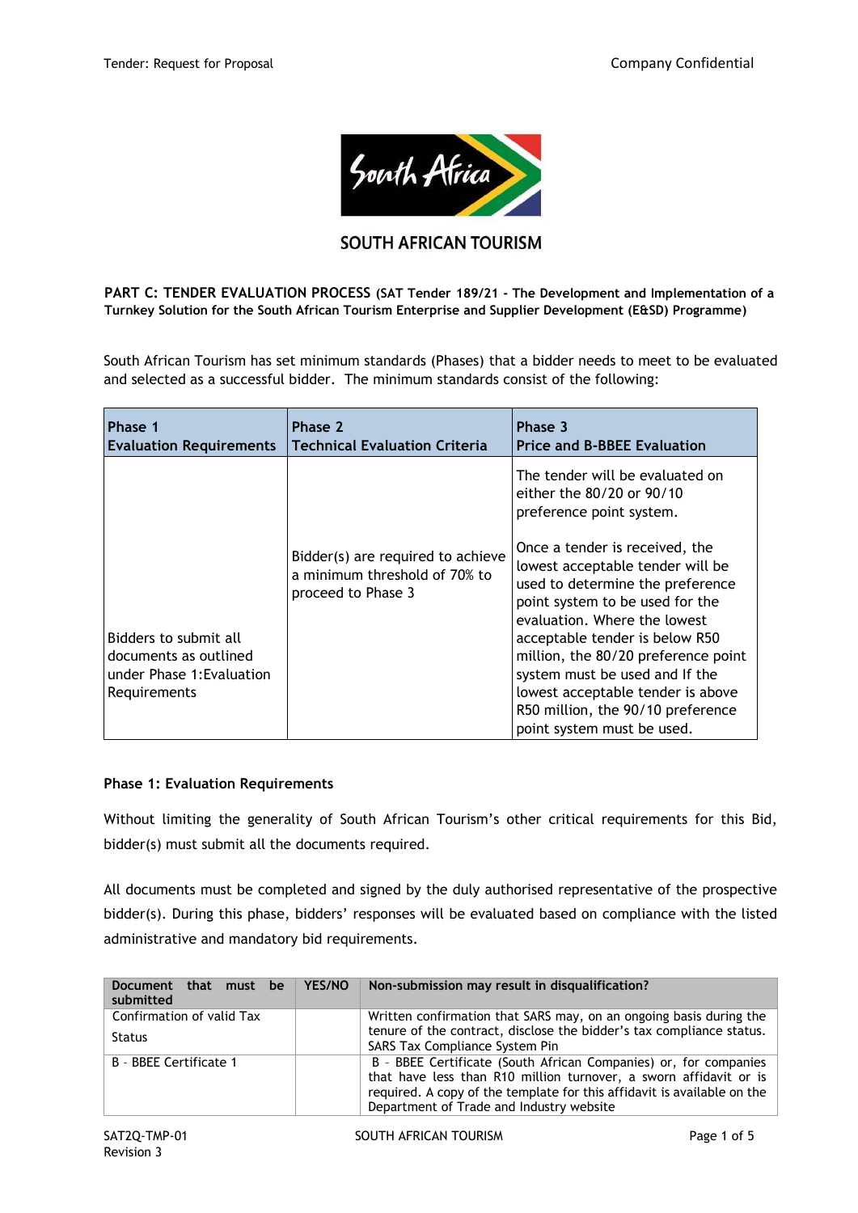SOUTH AFRICAN TOURISM

**PART C: TENDER EVALUATION PROCESS (SAT Tender 189/21 - The Development and Implementation of a Turnkey Solution for the South African Tourism Enterprise and Supplier Development (E&SD) Programme)**

South African Tourism has set minimum standards (Phases) that a bidder needs to meet to be evaluated and selected as a successful bidder. The minimum standards consist of the following:

| Phase 1<br>Evaluation Requirements | Phase 2<br>Technical Evaluation Criteria | Phase 3<br>Price and B-BBEE Evaluation |
|---|---|---|
| Bidders to submit all documents as outlined under Phase 1:Evaluation Requirements | Bidder(s) are required to achieve a minimum threshold of 70% to proceed to Phase 3 | The tender will be evaluated on either the 80/20 or 90/10 preference point system.<br><br>Once a tender is received, the lowest acceptable tender will be used to determine the preference point system to be used for the evaluation. Where the lowest acceptable tender is below R50 million, the 80/20 preference point system must be used and If the lowest acceptable tender is above R50 million, the 90/10 preference point system must be used. |

**Phase 1: Evaluation Requirements**

Without limiting the generality of South African Tourism's other critical requirements for this Bid, bidder(s) must submit all the documents required.

All documents must be completed and signed by the duly authorised representative of the prospective bidder(s). During this phase, bidders' responses will be evaluated based on compliance with the listed administrative and mandatory bid requirements.

| Document that must be submitted | YES/NO | Non-submission may result in disqualification? |
|---|---|---|
| Confirmation of valid Tax Status | | Written confirmation that SARS may, on an ongoing basis during the tenure of the contract, disclose the bidder's tax compliance status. SARS Tax Compliance System Pin |
| B - BBEE Certificate 1 | | B - BBEE Certificate (South African Companies) or, for companies that have less than R10 million turnover, a sworn affidavit or is required. A copy of the template for this affidavit is available on the Department of Trade and Industry website |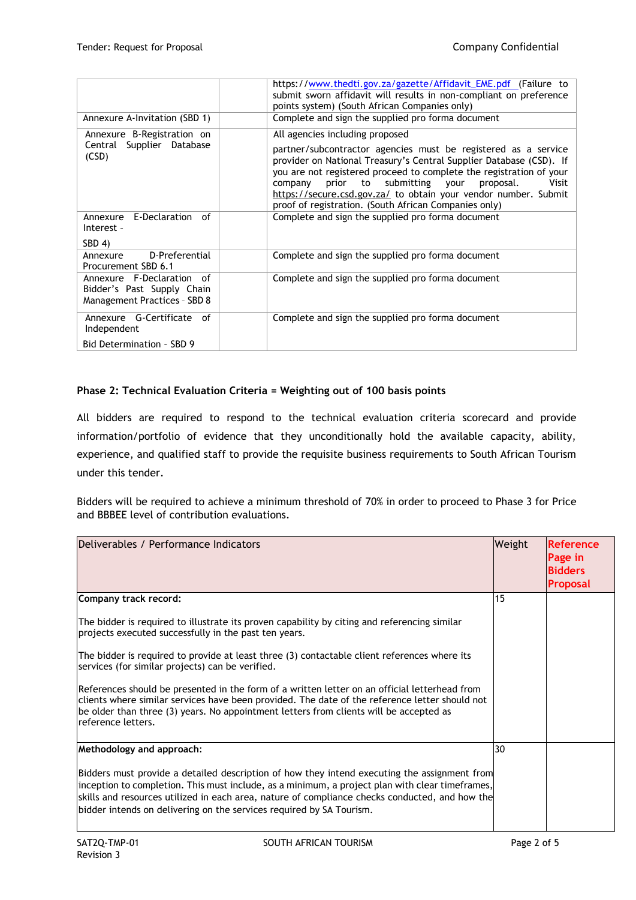| | | |
|---|---|---|
| | | https://www.thedti.gov.za/gazette/Affidavit_EME.pdf (Failure to submit sworn affidavit will results in non-compliant on preference points system) (South African Companies only) |
| Annexure A-Invitation (SBD 1) | | Complete and sign the supplied pro forma document |
| Annexure B-Registration on Central Supplier Database (CSD) | | All agencies including proposed<br><br>partner/subcontractor agencies must be registered as a service provider on National Treasury's Central Supplier Database (CSD). If you are not registered proceed to complete the registration of your company prior to submitting your proposal. Visit https://secure.csd.gov.za/ to obtain your vendor number. Submit proof of registration. (South African Companies only) |
| Annexure E-Declaration of Interest -<br><br>SBD 4) | | Complete and sign the supplied pro forma document |
| Annexure D-Preferential Procurement SBD 6.1 | | Complete and sign the supplied pro forma document |
| Annexure F-Declaration of Bidder's Past Supply Chain Management Practices - SBD 8 | | Complete and sign the supplied pro forma document |
| Annexure G-Certificate of Independent<br><br>Bid Determination - SBD 9 | | Complete and sign the supplied pro forma document |

**Phase 2: Technical Evaluation Criteria = Weighting out of 100 basis points**

All bidders are required to respond to the technical evaluation criteria scorecard and provide information/portfolio of evidence that they unconditionally hold the available capacity, ability, experience, and qualified staff to provide the requisite business requirements to South African Tourism under this tender.

Bidders will be required to achieve a minimum threshold of 70% in order to proceed to Phase 3 for Price and BBBEE level of contribution evaluations.

| Deliverables / Performance Indicators | Weight | Reference Page in Bidders Proposal |
|---|---|---|
| **Company track record:**<br><br>The bidder is required to illustrate its proven capability by citing and referencing similar projects executed successfully in the past ten years.<br><br>The bidder is required to provide at least three (3) contactable client references where its services (for similar projects) can be verified.<br><br>References should be presented in the form of a written letter on an official letterhead from clients where similar services have been provided. The date of the reference letter should not be older than three (3) years. No appointment letters from clients will be accepted as reference letters. | 15 | |
| **Methodology and approach**:<br><br>Bidders must provide a detailed description of how they intend executing the assignment from inception to completion. This must include, as a minimum, a project plan with clear timeframes, skills and resources utilized in each area, nature of compliance checks conducted, and how the bidder intends on delivering on the services required by SA Tourism. | 30 | |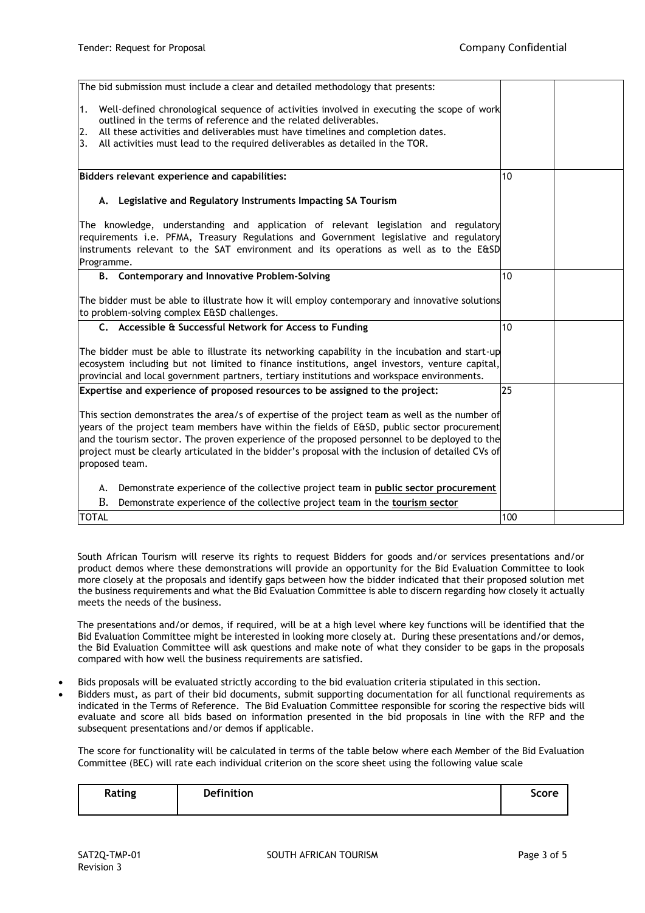| | | |
|---|---|---|
| The bid submission must include a clear and detailed methodology that presents:<br><br>1. Well-defined chronological sequence of activities involved in executing the scope of work outlined in the terms of reference and the related deliverables.<br>2. All these activities and deliverables must have timelines and completion dates.<br>3. All activities must lead to the required deliverables as detailed in the TOR. | | |
| **Bidders relevant experience and capabilities:**<br><br>**A. Legislative and Regulatory Instruments Impacting SA Tourism**<br><br>The knowledge, understanding and application of relevant legislation and regulatory requirements i.e. PFMA, Treasury Regulations and Government legislative and regulatory instruments relevant to the SAT environment and its operations as well as to the E&SD Programme. | 10 | |
| **B. Contemporary and Innovative Problem-Solving**<br><br>The bidder must be able to illustrate how it will employ contemporary and innovative solutions to problem-solving complex E&SD challenges. | 10 | |
| **C. Accessible & Successful Network for Access to Funding**<br><br>The bidder must be able to illustrate its networking capability in the incubation and start-up ecosystem including but not limited to finance institutions, angel investors, venture capital, provincial and local government partners, tertiary institutions and workspace environments. | 10 | |
| **Expertise and experience of proposed resources to be assigned to the project:**<br><br>This section demonstrates the area/s of expertise of the project team as well as the number of years of the project team members have within the fields of E&SD, public sector procurement and the tourism sector. The proven experience of the proposed personnel to be deployed to the project must be clearly articulated in the bidder's proposal with the inclusion of detailed CVs of proposed team.<br><br>A. Demonstrate experience of the collective project team in **public sector procurement**<br>B. Demonstrate experience of the collective project team in the **tourism sector** | 25 | |
| TOTAL | 100 | |

South African Tourism will reserve its rights to request Bidders for goods and/or services presentations and/or product demos where these demonstrations will provide an opportunity for the Bid Evaluation Committee to look more closely at the proposals and identify gaps between how the bidder indicated that their proposed solution met the business requirements and what the Bid Evaluation Committee is able to discern regarding how closely it actually meets the needs of the business.

The presentations and/or demos, if required, will be at a high level where key functions will be identified that the Bid Evaluation Committee might be interested in looking more closely at. During these presentations and/or demos, the Bid Evaluation Committee will ask questions and make note of what they consider to be gaps in the proposals compared with how well the business requirements are satisfied.

- Bids proposals will be evaluated strictly according to the bid evaluation criteria stipulated in this section.
- Bidders must, as part of their bid documents, submit supporting documentation for all functional requirements as indicated in the Terms of Reference. The Bid Evaluation Committee responsible for scoring the respective bids will evaluate and score all bids based on information presented in the bid proposals in line with the RFP and the subsequent presentations and/or demos if applicable.

The score for functionality will be calculated in terms of the table below where each Member of the Bid Evaluation Committee (BEC) will rate each individual criterion on the score sheet using the following value scale

| Rating | Definition | Score |
|---|---|---|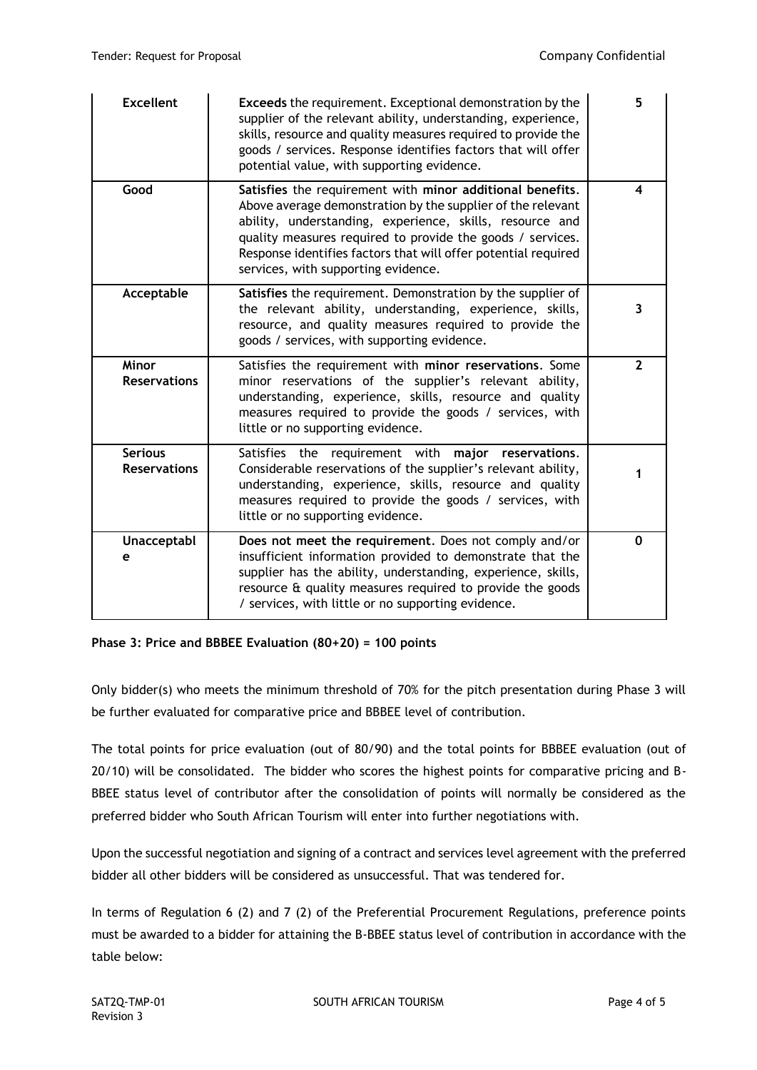| | | |
|---|---|---|
| **Excellent** | **Exceeds** the requirement. Exceptional demonstration by the supplier of the relevant ability, understanding, experience, skills, resource and quality measures required to provide the goods / services. Response identifies factors that will offer potential value, with supporting evidence. | **5** |
| **Good** | **Satisfies** the requirement with **minor additional benefits**. Above average demonstration by the supplier of the relevant ability, understanding, experience, skills, resource and quality measures required to provide the goods / services. Response identifies factors that will offer potential required services, with supporting evidence. | **4** |
| **Acceptable** | **Satisfies** the requirement. Demonstration by the supplier of the relevant ability, understanding, experience, skills, resource, and quality measures required to provide the goods / services, with supporting evidence. | **3** |
| **Minor Reservations** | Satisfies the requirement with **minor reservations**. Some minor reservations of the supplier's relevant ability, understanding, experience, skills, resource and quality measures required to provide the goods / services, with little or no supporting evidence. | **2** |
| **Serious Reservations** | Satisfies the requirement with **major reservations**. Considerable reservations of the supplier's relevant ability, understanding, experience, skills, resource and quality measures required to provide the goods / services, with little or no supporting evidence. | **1** |
| **Unacceptable** | **Does not meet the requirement**. Does not comply and/or insufficient information provided to demonstrate that the supplier has the ability, understanding, experience, skills, resource & quality measures required to provide the goods / services, with little or no supporting evidence. | **0** |

**Phase 3: Price and BBBEE Evaluation (80+20) = 100 points**

Only bidder(s) who meets the minimum threshold of 70% for the pitch presentation during Phase 3 will be further evaluated for comparative price and BBBEE level of contribution.

The total points for price evaluation (out of 80/90) and the total points for BBBEE evaluation (out of 20/10) will be consolidated. The bidder who scores the highest points for comparative pricing and B-BBEE status level of contributor after the consolidation of points will normally be considered as the preferred bidder who South African Tourism will enter into further negotiations with.

Upon the successful negotiation and signing of a contract and services level agreement with the preferred bidder all other bidders will be considered as unsuccessful. That was tendered for.

In terms of Regulation 6 (2) and 7 (2) of the Preferential Procurement Regulations, preference points must be awarded to a bidder for attaining the B-BBEE status level of contribution in accordance with the table below: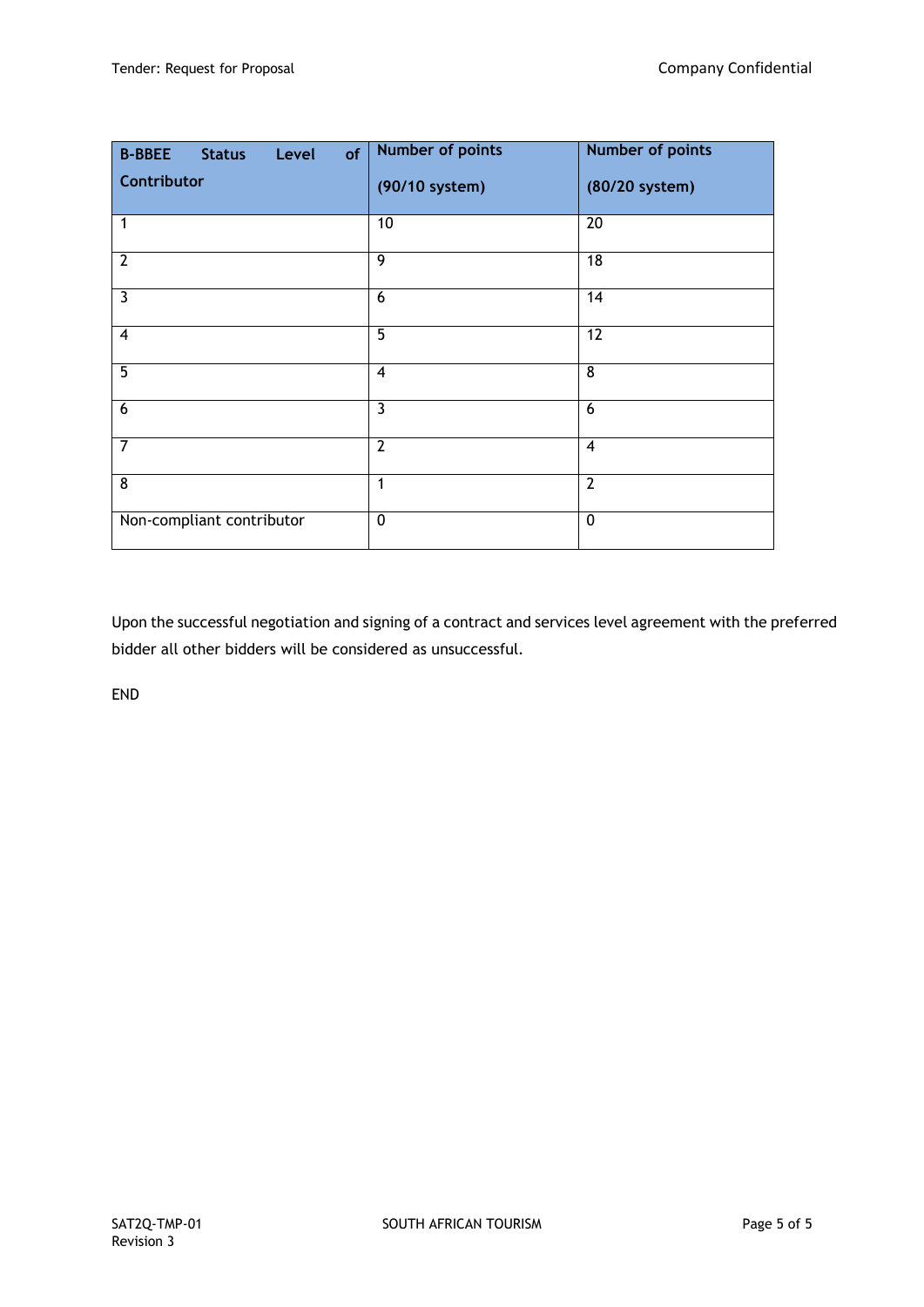| B-BBEE Status Level of Contributor | Number of points (90/10 system) | Number of points (80/20 system) |
| --- | --- | --- |
| 1 | 10 | 20 |
| 2 | 9 | 18 |
| 3 | 6 | 14 |
| 4 | 5 | 12 |
| 5 | 4 | 8 |
| 6 | 3 | 6 |
| 7 | 2 | 4 |
| 8 | 1 | 2 |
| Non-compliant contributor | 0 | 0 |

Upon the successful negotiation and signing of a contract and services level agreement with the preferred bidder all other bidders will be considered as unsuccessful.

END